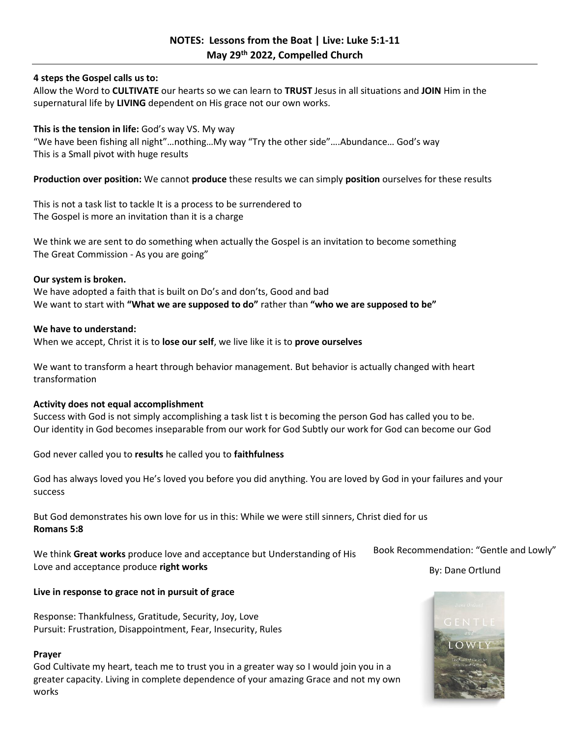## NOTES: Lessons from the Boat | Live: Luke 5:1-11
## May 29th 2022, Compelled Church

**4 steps the Gospel calls us to:**
Allow the Word to **CULTIVATE** our hearts so we can learn to **TRUST** Jesus in all situations and **JOIN** Him in the supernatural life by **LIVING** dependent on His grace not our own works.

**This is the tension in life:** God's way VS. My way
"We have been fishing all night"…nothing…My way "Try the other side"….Abundance… God's way
This is a Small pivot with huge results

**Production over position:** We cannot **produce** these results we can simply **position** ourselves for these results

This is not a task list to tackle It is a process to be surrendered to
The Gospel is more an invitation than it is a charge

We think we are sent to do something when actually the Gospel is an invitation to become something
The Great Commission - As you are going"

**Our system is broken.**
We have adopted a faith that is built on Do's and don'ts, Good and bad
We want to start with **"What we are supposed to do"** rather than **"who we are supposed to be"**

**We have to understand:**
When we accept, Christ it is to **lose our self**, we live like it is to **prove ourselves**

We want to transform a heart through behavior management. But behavior is actually changed with heart transformation

**Activity does not equal accomplishment**
Success with God is not simply accomplishing a task list t is becoming the person God has called you to be.
Our identity in God becomes inseparable from our work for God Subtly our work for God can become our God

God never called you to **results** he called you to **faithfulness**

God has always loved you He's loved you before you did anything. You are loved by God in your failures and your success

But God demonstrates his own love for us in this: While we were still sinners, Christ died for us
**Romans 5:8**

We think **Great works** produce love and acceptance but Understanding of His Love and acceptance produce **right works**

**Live in response to grace not in pursuit of grace**

Response: Thankfulness, Gratitude, Security, Joy, Love
Pursuit: Frustration, Disappointment, Fear, Insecurity, Rules

**Prayer**
God Cultivate my heart, teach me to trust you in a greater way so I would join you in a greater capacity. Living in complete dependence of your amazing Grace and not my own works

Book Recommendation: "Gentle and Lowly"

By: Dane Ortlund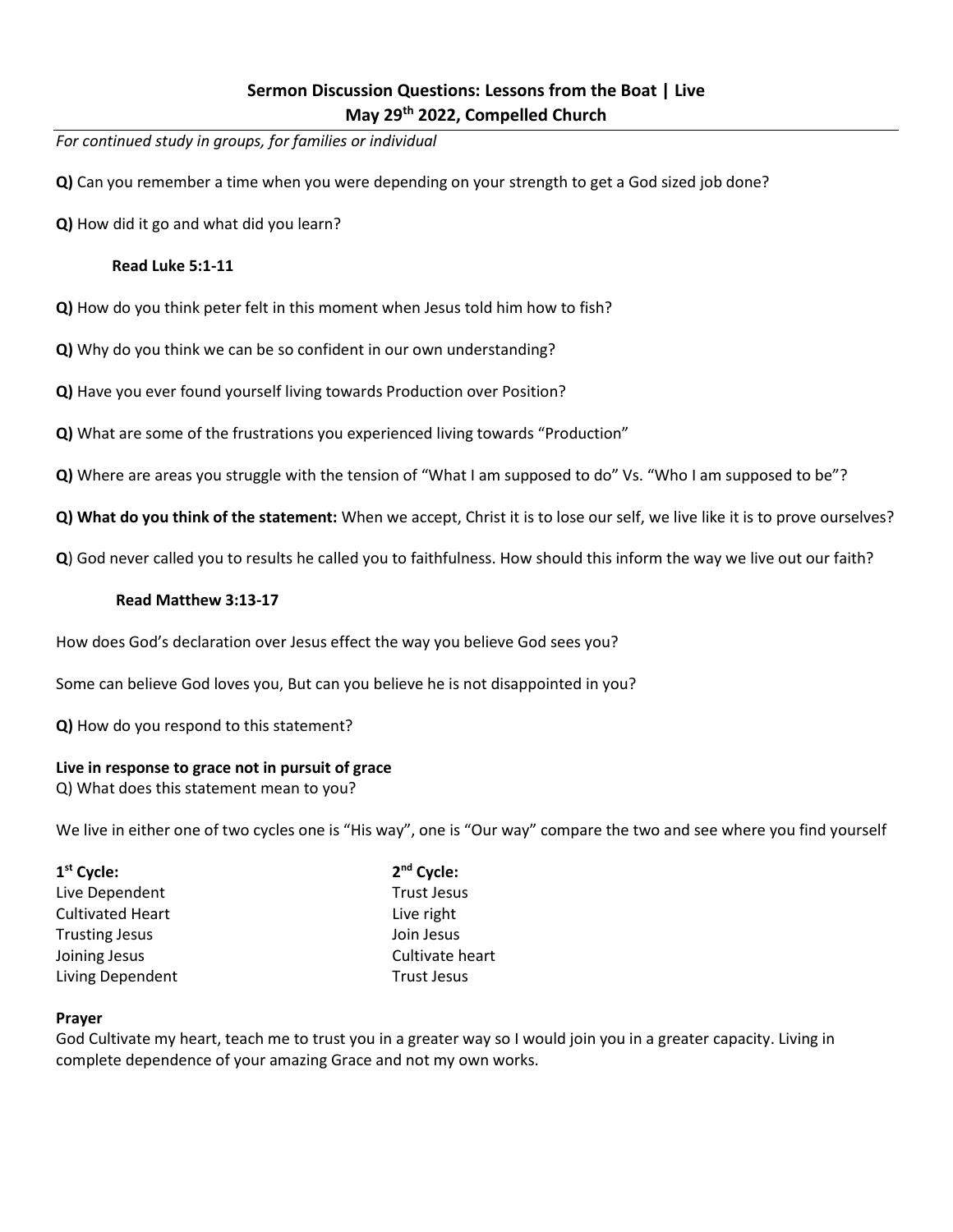# Sermon Discussion Questions: Lessons from the Boat | Live
## May 29th 2022, Compelled Church

*For continued study in groups, for families or individual*

**Q)** Can you remember a time when you were depending on your strength to get a God sized job done?

**Q)** How did it go and what did you learn?

**Read Luke 5:1-11**

**Q)** How do you think peter felt in this moment when Jesus told him how to fish?

**Q)** Why do you think we can be so confident in our own understanding?

**Q)** Have you ever found yourself living towards Production over Position?

**Q)** What are some of the frustrations you experienced living towards "Production"

**Q)** Where are areas you struggle with the tension of "What I am supposed to do" Vs. "Who I am supposed to be"?

**Q) What do you think of the statement:** When we accept, Christ it is to lose our self, we live like it is to prove ourselves?

**Q**) God never called you to results he called you to faithfulness. How should this inform the way we live out our faith?

**Read Matthew 3:13-17**

How does God's declaration over Jesus effect the way you believe God sees you?

Some can believe God loves you, But can you believe he is not disappointed in you?

**Q)** How do you respond to this statement?

**Live in response to grace not in pursuit of grace**

Q) What does this statement mean to you?

We live in either one of two cycles one is "His way", one is "Our way" compare the two and see where you find yourself

| 1st Cycle: | 2nd Cycle: |
|---|---|
| Live Dependent | Trust Jesus |
| Cultivated Heart | Live right |
| Trusting Jesus | Join Jesus |
| Joining Jesus | Cultivate heart |
| Living Dependent | Trust Jesus |

**Prayer**

God Cultivate my heart, teach me to trust you in a greater way so I would join you in a greater capacity. Living in complete dependence of your amazing Grace and not my own works.